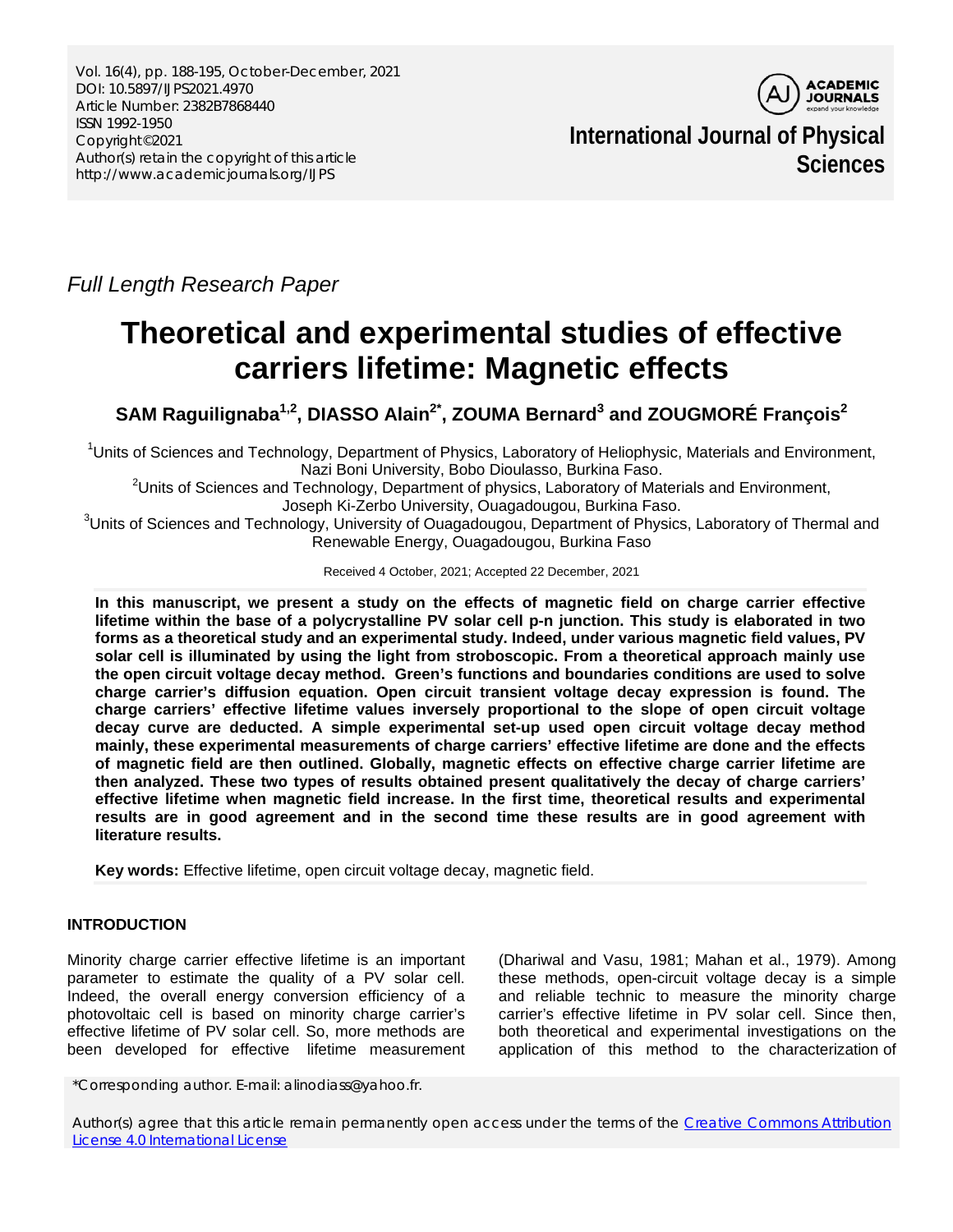Vol. 16(4), pp. 188-195, October-December, 2021
DOI: 10.5897/IJPS2021.4970
Article Number: 2382B7868440
ISSN 1992-1950
Copyright©2021
Author(s) retain the copyright of this article
http://www.academicjournals.org/IJPS

**International Journal of Physical Sciences**

*Full Length Research Paper*

# Theoretical and experimental studies of effective carriers lifetime: Magnetic effects

**SAM Raguilignaba[1,2], DIASSO Alain[2*], ZOUMA Bernard[3] and ZOUGMORÉ François[2]**

[1]Units of Sciences and Technology, Department of Physics, Laboratory of Heliophysic, Materials and Environment, Nazi Boni University, Bobo Dioulasso, Burkina Faso.

[2]Units of Sciences and Technology, Department of physics, Laboratory of Materials and Environment, Joseph Ki-Zerbo University, Ouagadougou, Burkina Faso.

[3]Units of Sciences and Technology, University of Ouagadougou, Department of Physics, Laboratory of Thermal and Renewable Energy, Ouagadougou, Burkina Faso

Received 4 October, 2021; Accepted 22 December, 2021

**In this manuscript, we present a study on the effects of magnetic field on charge carrier effective lifetime within the base of a polycrystalline PV solar cell p-n junction. This study is elaborated in two forms as a theoretical study and an experimental study. Indeed, under various magnetic field values, PV solar cell is illuminated by using the light from stroboscopic. From a theoretical approach mainly use the open circuit voltage decay method. Green's functions and boundaries conditions are used to solve charge carrier's diffusion equation. Open circuit transient voltage decay expression is found. The charge carriers' effective lifetime values inversely proportional to the slope of open circuit voltage decay curve are deducted. A simple experimental set-up used open circuit voltage decay method mainly, these experimental measurements of charge carriers' effective lifetime are done and the effects of magnetic field are then outlined. Globally, magnetic effects on effective charge carrier lifetime are then analyzed. These two types of results obtained present qualitatively the decay of charge carriers' effective lifetime when magnetic field increase. In the first time, theoretical results and experimental results are in good agreement and in the second time these results are in good agreement with literature results.**

**Key words:** Effective lifetime, open circuit voltage decay, magnetic field.

## INTRODUCTION

Minority charge carrier effective lifetime is an important parameter to estimate the quality of a PV solar cell. Indeed, the overall energy conversion efficiency of a photovoltaic cell is based on minority charge carrier's effective lifetime of PV solar cell. So, more methods are been developed for effective lifetime measurement (Dhariwal and Vasu, 1981; Mahan et al., 1979). Among these methods, open-circuit voltage decay is a simple and reliable technic to measure the minority charge carrier's effective lifetime in PV solar cell. Since then, both theoretical and experimental investigations on the application of this method to the characterization of

*Corresponding author. E-mail: alinodiass@yahoo.fr.

Author(s) agree that this article remain permanently open access under the terms of the Creative Commons Attribution License 4.0 International License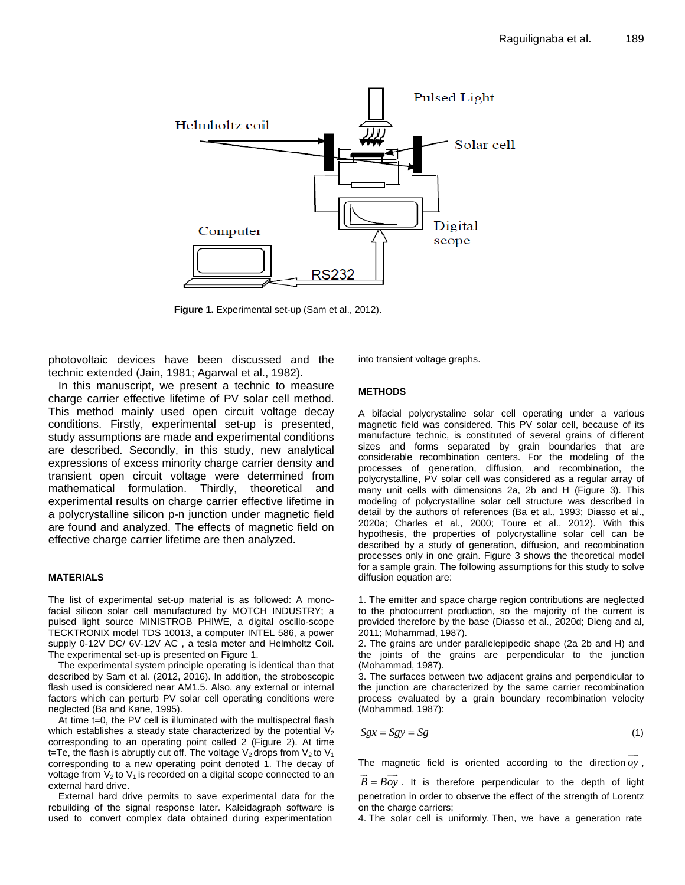Pulsed Light

Helmholtz coil

Solar cell

Computer

Digital scope

RS232

**Figure 1.** Experimental set-up (Sam et al., 2012).

photovoltaic devices have been discussed and the technic extended (Jain, 1981; Agarwal et al., 1982).

In this manuscript, we present a technic to measure charge carrier effective lifetime of PV solar cell method. This method mainly used open circuit voltage decay conditions. Firstly, experimental set-up is presented, study assumptions are made and experimental conditions are described. Secondly, in this study, new analytical expressions of excess minority charge carrier density and transient open circuit voltage were determined from mathematical formulation. Thirdly, theoretical and experimental results on charge carrier effective lifetime in a polycrystalline silicon p-n junction under magnetic field are found and analyzed. The effects of magnetic field on effective charge carrier lifetime are then analyzed.

## MATERIALS

The list of experimental set-up material is as followed: A mono-facial silicon solar cell manufactured by MOTCH INDUSTRY; a pulsed light source MINISTROB PHIWE, a digital oscillo-scope TECKTRONIX model TDS 10013, a computer INTEL 586, a power supply 0-12V DC/ 6V-12V AC , a tesla meter and Helmholtz Coil. The experimental set-up is presented on Figure 1.

The experimental system principle operating is identical than that described by Sam et al. (2012, 2016). In addition, the stroboscopic flash used is considered near AM1.5. Also, any external or internal factors which can perturb PV solar cell operating conditions were neglected (Ba and Kane, 1995).

At time t=0, the PV cell is illuminated with the multispectral flash which establishes a steady state characterized by the potential $V_2$ corresponding to an operating point called 2 (Figure 2). At time t=Te, the flash is abruptly cut off. The voltage $V_2$ drops from $V_2$ to $V_1$ corresponding to a new operating point denoted 1. The decay of voltage from $V_2$ to $V_1$ is recorded on a digital scope connected to an external hard drive.

External hard drive permits to save experimental data for the rebuilding of the signal response later. Kaleidagraph software is used to convert complex data obtained during experimentation into transient voltage graphs.

## METHODS

A bifacial polycrystaline solar cell operating under a various magnetic field was considered. This PV solar cell, because of its manufacture technic, is constituted of several grains of different sizes and forms separated by grain boundaries that are considerable recombination centers. For the modeling of the processes of generation, diffusion, and recombination, the polycrystalline, PV solar cell was considered as a regular array of many unit cells with dimensions 2a, 2b and H (Figure 3). This modeling of polycrystalline solar cell structure was described in detail by the authors of references (Ba et al., 1993; Diasso et al., 2020a; Charles et al., 2000; Toure et al., 2012). With this hypothesis, the properties of polycrystalline solar cell can be described by a study of generation, diffusion, and recombination processes only in one grain. Figure 3 shows the theoretical model for a sample grain. The following assumptions for this study to solve diffusion equation are:

1. The emitter and space charge region contributions are neglected to the photocurrent production, so the majority of the current is provided therefore by the base (Diasso et al., 2020d; Dieng and al, 2011; Mohammad, 1987).
2. The grains are under parallelepipedic shape (2a 2b and H) and the joints of the grains are perpendicular to the junction (Mohammad, 1987).
3. The surfaces between two adjacent grains and perpendicular to the junction are characterized by the same carrier recombination process evaluated by a grain boundary recombination velocity (Mohammad, 1987):

$$Sgx = Sgy = Sg \tag{1}$$

The magnetic field is oriented according to the direction $\overrightarrow{oy}$, $\vec{B} = B\overrightarrow{oy}$. It is therefore perpendicular to the depth of light penetration in order to observe the effect of the strength of Lorentz on the charge carriers;

4. The solar cell is uniformly. Then, we have a generation rate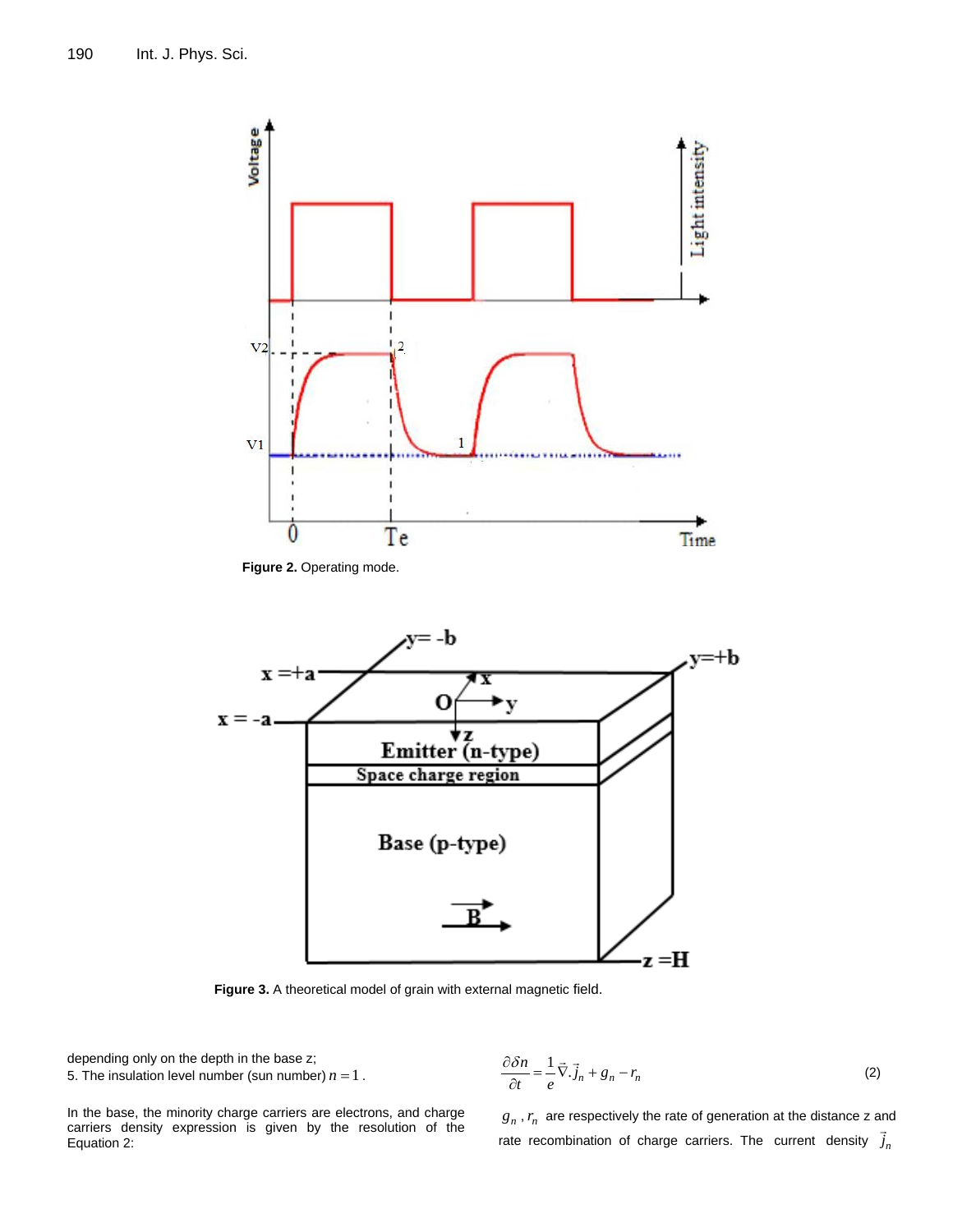Voltage

Light intensity

V2

V1

2

1

0

Te

Time

**Figure 2.** Operating mode.

y= -b

x =+a

y=+b

x = -a

O

x

y

z

Emitter (n-type)

Space charge region

Base (p-type)

B

z =H

**Figure 3.** A theoretical model of grain with external magnetic field.

depending only on the depth in the base z;

5. The insulation level number (sun number) $n = 1$.

In the base, the minority charge carriers are electrons, and charge carriers density expression is given by the resolution of the Equation 2:

$$\frac{\partial \delta n}{\partial t} = \frac{1}{e}\vec{\nabla}.\vec{j}_n + g_n - r_n \tag{2}$$

$g_n$ , $r_n$ are respectively the rate of generation at the distance z and rate recombination of charge carriers. The current density $\vec{j}_n$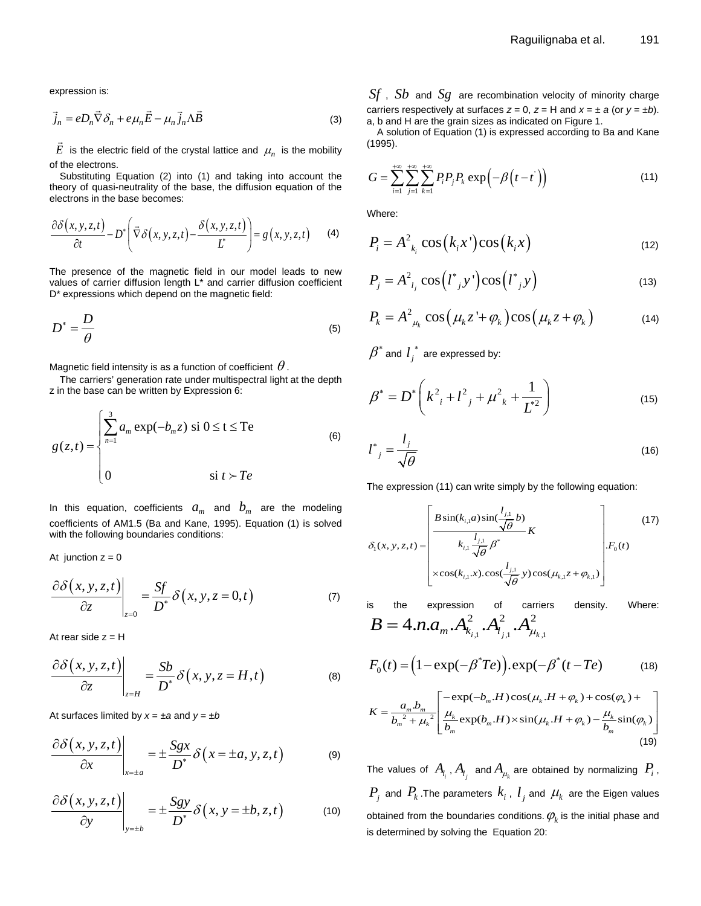expression is:

$$\vec{j}_n = eD_n \vec{\nabla}\delta_n + e\mu_n \vec{E} - \mu_n \vec{j}_n \Lambda \vec{B} \tag{3}$$

$\vec{E}$ is the electric field of the crystal lattice and $\mu_n$ is the mobility of the electrons.

Substituting Equation (2) into (1) and taking into account the theory of quasi-neutrality of the base, the diffusion equation of the electrons in the base becomes:

$$\frac{\partial \delta(x,y,z,t)}{\partial t} - D^* \left( \vec{\nabla}\delta(x,y,z,t) - \frac{\delta(x,y,z,t)}{L^*} \right) = g(x,y,z,t) \tag{4}$$

The presence of the magnetic field in our model leads to new values of carrier diffusion length L* and carrier diffusion coefficient D* expressions which depend on the magnetic field:

$$D^* = \frac{D}{\theta} \tag{5}$$

Magnetic field intensity is as a function of coefficient $\theta$.

The carriers' generation rate under multispectral light at the depth z in the base can be written by Expression 6:

$$g(z,t) = \begin{cases} \sum_{n=1}^{3} a_m \exp(-b_m z) \text{ si } 0 \le \text{t} \le \text{Te} \\ \\ 0 \qquad\qquad\qquad \text{si } t \succ Te \end{cases} \tag{6}$$

In this equation, coefficients $a_m$ and $b_m$ are the modeling coefficients of AM1.5 (Ba and Kane, 1995). Equation (1) is solved with the following boundaries conditions:

At junction z = 0

$$\left. \frac{\partial \delta(x,y,z,t)}{\partial z} \right|_{z=0} = \frac{Sf}{D^*} \delta(x,y,z=0,t) \tag{7}$$

At rear side z = H

$$\left. \frac{\partial \delta(x,y,z,t)}{\partial z} \right|_{z=H} = \frac{Sb}{D^*} \delta(x,y,z=H,t) \tag{8}$$

At surfaces limited by $x = \pm a$ and $y = \pm b$

$$\left. \frac{\partial \delta(x,y,z,t)}{\partial x} \right|_{x=\pm a} = \pm \frac{Sgx}{D^*} \delta(x=\pm a,y,z,t) \tag{9}$$

$$\left. \frac{\partial \delta(x,y,z,t)}{\partial y} \right|_{y=\pm b} = \pm \frac{Sgy}{D^*} \delta(x,y=\pm b,z,t) \tag{10}$$

$Sf$, $Sb$ and $Sg$ are recombination velocity of minority charge carriers respectively at surfaces z = 0, z = H and $x = \pm a$ (or $y = \pm b$). a, b and H are the grain sizes as indicated on Figure 1.

A solution of Equation (1) is expressed according to Ba and Kane (1995).

$$G = \sum_{i=1}^{+\infty} \sum_{j=1}^{+\infty} \sum_{k=1}^{+\infty} P_i P_j P_k \exp\left(-\beta\left(t - t^{'}\right)\right) \tag{11}$$

Where:

$$P_i = A^2_{k_i} \cos(k_i x') \cos(k_i x) \tag{12}$$

$$P_j = A^2_{l_j} \cos(l^*_j y') \cos(l^*_j y) \tag{13}$$

$$P_k = A^2_{\mu_k} \cos(\mu_k z' + \varphi_k) \cos(\mu_k z + \varphi_k) \tag{14}$$

$\beta^*$ and $l_j^*$ are expressed by:

$$\beta^* = D^* \left( k^2_i + l^2_j + \mu^2_k + \frac{1}{L^{*2}} \right) \tag{15}$$

$$l^*_j = \frac{l_j}{\sqrt{\theta}} \tag{16}$$

The expression (11) can write simply by the following equation:

$$\delta_1(x,y,z,t) = \begin{bmatrix} \dfrac{B\sin(k_{i,1}a)\sin(\frac{l_{j,1}}{\sqrt{\theta}}b)}{k_{i,1}\frac{l_{j,1}}{\sqrt{\theta}}\beta^*} K \\ \times \cos(k_{i,1}.x).\cos(\frac{l_{j,1}}{\sqrt{\theta}}y)\cos(\mu_{k,1}z + \varphi_{k,1}) \end{bmatrix} .F_0(t) \tag{17}$$

is the expression of carriers density. Where:

$$B = 4.n.a_m.A^2_{k_{i,1}}.A^2_{l_{j,1}}.A^2_{\mu_{k,1}}$$

$$F_0(t) = \left(1 - \exp(-\beta^* Te)\right).\exp(-\beta^*(t - Te)) \tag{18}$$

$$K = \frac{a_m.b_m}{b_m{}^2 + \mu_k{}^2} \begin{bmatrix} -\exp(-b_m.H)\cos(\mu_k.H + \varphi_k) + \cos(\varphi_k) + \\ \dfrac{\mu_k}{b_m}\exp(b_m.H) \times \sin(\mu_k.H + \varphi_k) - \dfrac{\mu_k}{b_m}\sin(\varphi_k) \end{bmatrix} \tag{19}$$

The values of $A_{l_i}$, $A_{l_j}$ and $A_{\mu_k}$ are obtained by normalizing $P_i$, $P_j$ and $P_k$. The parameters $k_i$, $l_j$ and $\mu_k$ are the Eigen values obtained from the boundaries conditions. $\varphi_k$ is the initial phase and is determined by solving the Equation 20: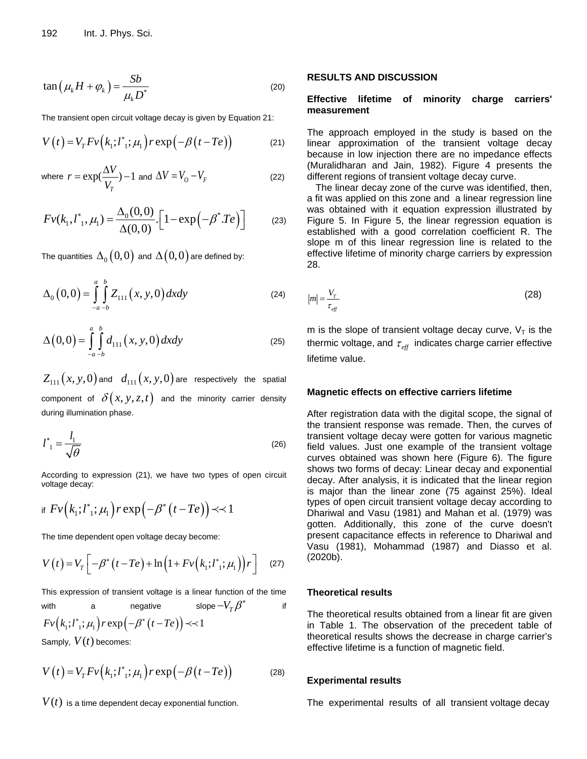$$\tan\left(\mu_k H + \varphi_k\right) = \frac{Sb}{\mu_k D^*} \quad (20)$$

The transient open circuit voltage decay is given by Equation 21:

$$V(t) = V_T Fv\left(k_1; l^*{}_1; \mu_1\right) r \exp\left(-\beta\left(t - Te\right)\right) \quad (21)$$

where $r = \exp(\frac{\Delta V}{V_T}) - 1$ and $\Delta V = V_O - V_F$ (22)

$$Fv(k_1, l^*{}_1, \mu_1) = \frac{\Delta_0(0,0)}{\Delta(0,0)} \cdot \left[1 - \exp\left(-\beta^* . Te\right)\right] \quad (23)$$

The quantities $\Delta_0(0,0)$ and $\Delta(0,0)$ are defined by:

$$\Delta_0(0,0) = \int_{-a}^{a}\int_{-b}^{b} Z_{111}(x,y,0)\,dxdy \quad (24)$$

$$\Delta(0,0) = \int_{-a}^{a}\int_{-b}^{b} d_{111}(x,y,0)\,dxdy \quad (25)$$

$Z_{111}(x,y,0)$ and $d_{111}(x,y,0)$ are respectively the spatial component of $\delta(x,y,z,t)$ and the minority carrier density during illumination phase.

$$l^*{}_1 = \frac{l_1}{\sqrt{\theta}} \quad (26)$$

According to expression (21), we have two types of open circuit voltage decay:

if $Fv\left(k_1; l^*{}_1; \mu_1\right) r \exp\left(-\beta^*\left(t - Te\right)\right) \prec\prec 1$

The time dependent open voltage decay become:

$$V(t) = V_T\left[-\beta^*\left(t - Te\right) + \ln\left(1 + Fv\left(k_1; l^*{}_1; \mu_1\right)\right) r\right] \quad (27)$$

This expression of transient voltage is a linear function of the time with a negative slope $-V_T\beta^*$ if $Fv\left(k_1; l^*{}_1; \mu_1\right) r \exp\left(-\beta^*\left(t - Te\right)\right) \prec\prec 1$

Samply, $V(t)$ becomes:

$$V(t) = V_T Fv\left(k_1; l^*{}_1; \mu_1\right) r \exp\left(-\beta\left(t - Te\right)\right) \quad (28)$$

$V(t)$ is a time dependent decay exponential function.

## RESULTS AND DISCUSSION

### Effective lifetime of minority charge carriers' measurement

The approach employed in the study is based on the linear approximation of the transient voltage decay because in low injection there are no impedance effects (Muralidharan and Jain, 1982). Figure 4 presents the different regions of transient voltage decay curve.

The linear decay zone of the curve was identified, then, a fit was applied on this zone and a linear regression line was obtained with it equation expression illustrated by Figure 5. In Figure 5, the linear regression equation is established with a good correlation coefficient R. The slope m of this linear regression line is related to the effective lifetime of minority charge carriers by expression 28.

$$|m| = \frac{V_T}{\tau_{eff}} \quad (28)$$

m is the slope of transient voltage decay curve, $V_T$ is the thermic voltage, and $\tau_{eff}$ indicates charge carrier effective lifetime value.

### Magnetic effects on effective carriers lifetime

After registration data with the digital scope, the signal of the transient response was remade. Then, the curves of transient voltage decay were gotten for various magnetic field values. Just one example of the transient voltage curves obtained was shown here (Figure 6). The figure shows two forms of decay: Linear decay and exponential decay. After analysis, it is indicated that the linear region is major than the linear zone (75 against 25%). Ideal types of open circuit transient voltage decay according to Dhariwal and Vasu (1981) and Mahan et al. (1979) was gotten. Additionally, this zone of the curve doesn't present capacitance effects in reference to Dhariwal and Vasu (1981), Mohammad (1987) and Diasso et al. (2020b).

### Theoretical results

The theoretical results obtained from a linear fit are given in Table 1. The observation of the precedent table of theoretical results shows the decrease in charge carrier's effective lifetime is a function of magnetic field.

### Experimental results

The experimental results of all transient voltage decay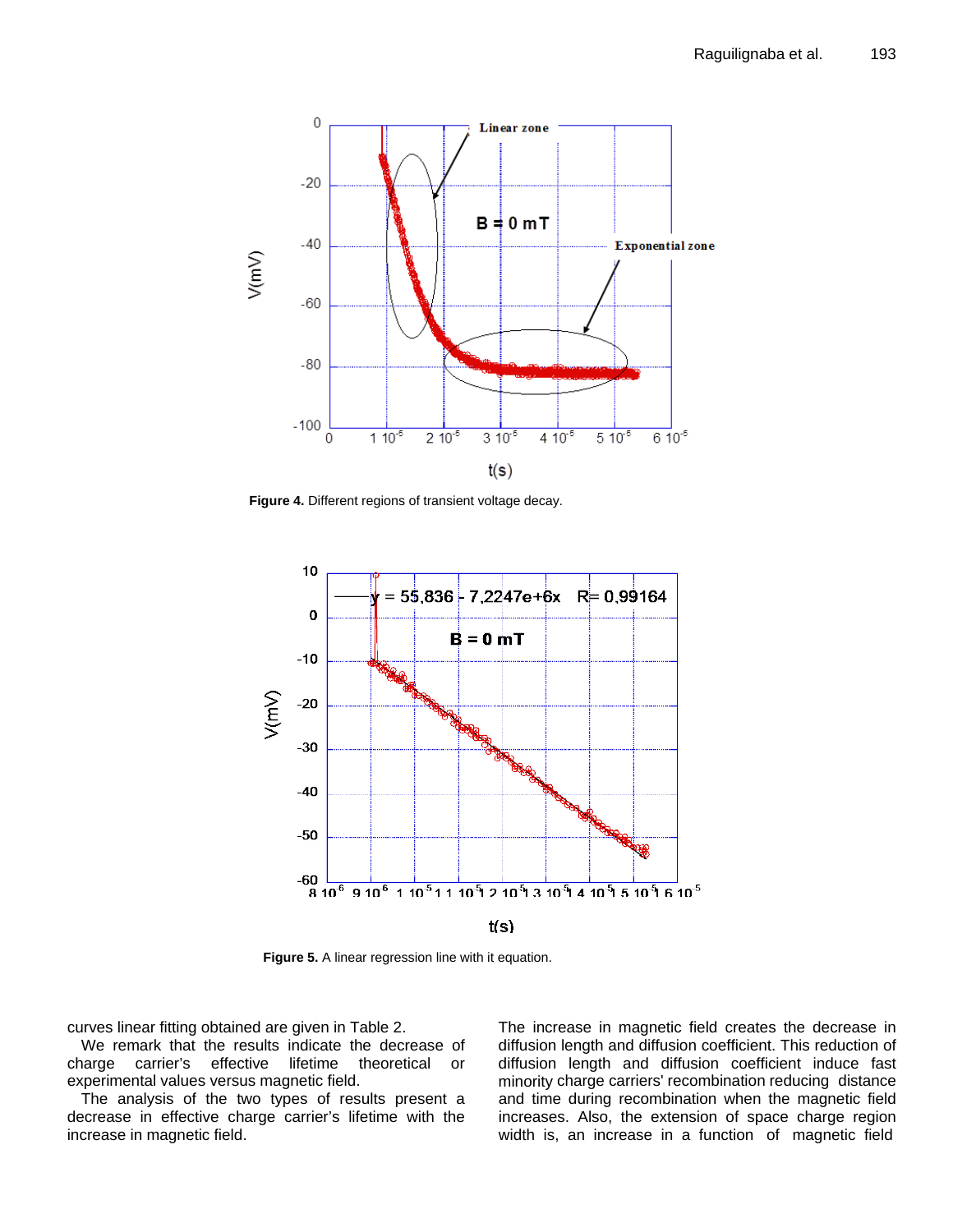0

-20

-40

-60

-80

-100

V(mV)

0 1 10-5 2 10-5 3 10-5 4 10-5 5 10-5 6 10-5

t(s)

Linear zone

B = 0 mT

Exponential zone

**Figure 4.** Different regions of transient voltage decay.

10

0

-10

-20

-30

-40

-50

-60

V(mV)

8 10-6 9 10-6 1 10-5 1 1 10-5 1 2 10-5 1 3 10-5 1 4 10-5 1 5 10-5 1 6 10-5

t(s)

y = 55,836 - 7,2247e+6x R= 0,99164

B = 0 mT

**Figure 5.** A linear regression line with it equation.

curves linear fitting obtained are given in Table 2.

We remark that the results indicate the decrease of charge carrier's effective lifetime theoretical or experimental values versus magnetic field.

The analysis of the two types of results present a decrease in effective charge carrier's lifetime with the increase in magnetic field.

The increase in magnetic field creates the decrease in diffusion length and diffusion coefficient. This reduction of diffusion length and diffusion coefficient induce fast minority charge carriers' recombination reducing distance and time during recombination when the magnetic field increases. Also, the extension of space charge region width is, an increase in a function of magnetic field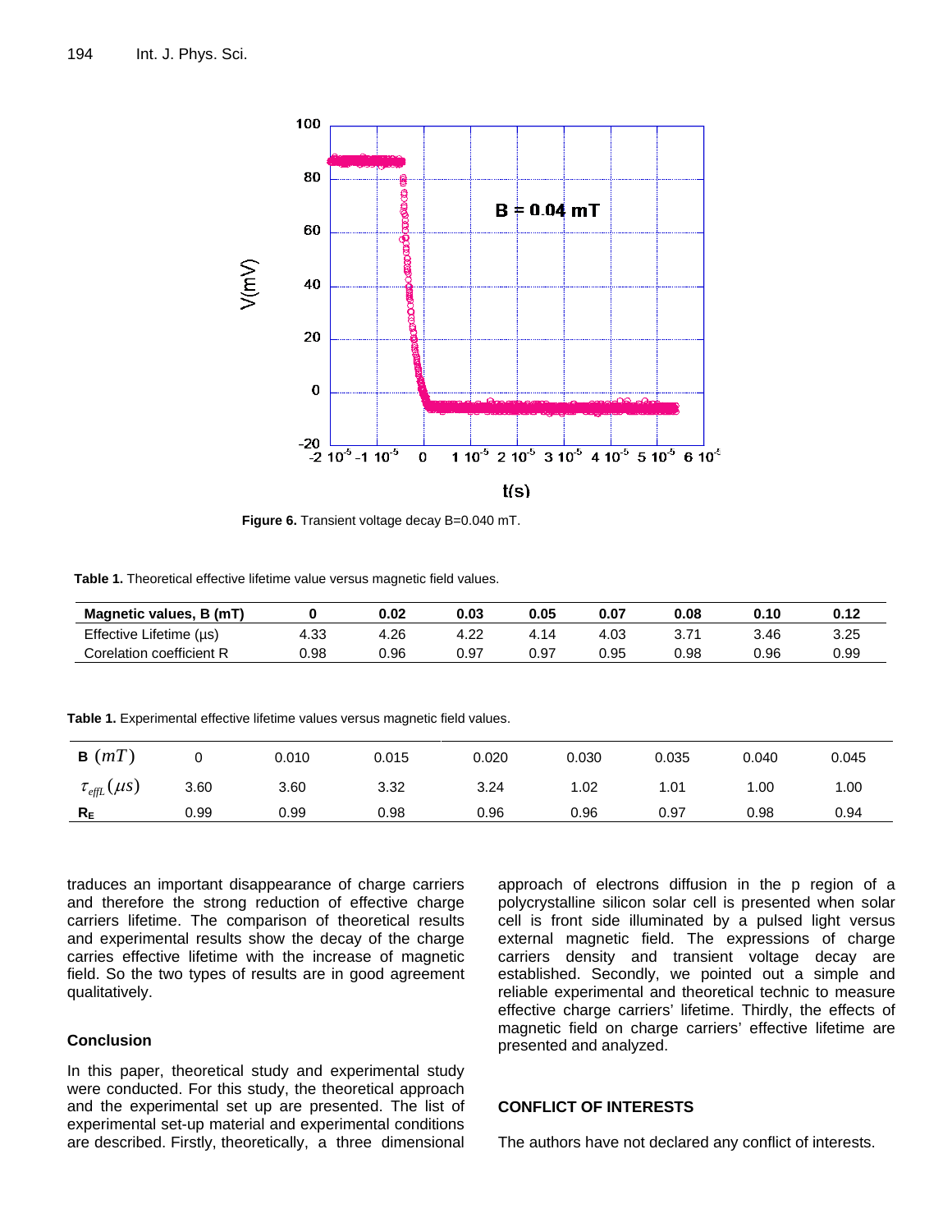100

80

60

40

20

0

-20

-2 10⁻⁵ -1 10⁻⁵ 0 1 10⁻⁵ 2 10⁻⁵ 3 10⁻⁵ 4 10⁻⁵ 5 10⁻⁵ 6 10⁻⁵

V(mV)

t(s)

B = 0.04 mT

**Figure 6.** Transient voltage decay B=0.040 mT.

**Table 1.** Theoretical effective lifetime value versus magnetic field values.

| **Magnetic values, B (mT)** | **0** | **0.02** | **0.03** | **0.05** | **0.07** | **0.08** | **0.10** | **0.12** |
|---|---|---|---|---|---|---|---|---|
| Effective Lifetime (µs) | 4.33 | 4.26 | 4.22 | 4.14 | 4.03 | 3.71 | 3.46 | 3.25 |
| Corelation coefficient R | 0.98 | 0.96 | 0.97 | 0.97 | 0.95 | 0.98 | 0.96 | 0.99 |

**Table 1.** Experimental effective lifetime values versus magnetic field values.

| **B** $(mT)$ | 0 | 0.010 | 0.015 | 0.020 | 0.030 | 0.035 | 0.040 | 0.045 |
|---|---|---|---|---|---|---|---|---|
| $\tau_{effL}(\mu s)$ | 3.60 | 3.60 | 3.32 | 3.24 | 1.02 | 1.01 | 1.00 | 1.00 |
| $\mathbf{R_E}$ | 0.99 | 0.99 | 0.98 | 0.96 | 0.96 | 0.97 | 0.98 | 0.94 |

traduces an important disappearance of charge carriers and therefore the strong reduction of effective charge carriers lifetime. The comparison of theoretical results and experimental results show the decay of the charge carries effective lifetime with the increase of magnetic field. So the two types of results are in good agreement qualitatively.

## Conclusion

In this paper, theoretical study and experimental study were conducted. For this study, the theoretical approach and the experimental set up are presented. The list of experimental set-up material and experimental conditions are described. Firstly, theoretically, a three dimensional approach of electrons diffusion in the p region of a polycrystalline silicon solar cell is presented when solar cell is front side illuminated by a pulsed light versus external magnetic field. The expressions of charge carriers density and transient voltage decay are established. Secondly, we pointed out a simple and reliable experimental and theoretical technic to measure effective charge carriers' lifetime. Thirdly, the effects of magnetic field on charge carriers' effective lifetime are presented and analyzed.

## CONFLICT OF INTERESTS

The authors have not declared any conflict of interests.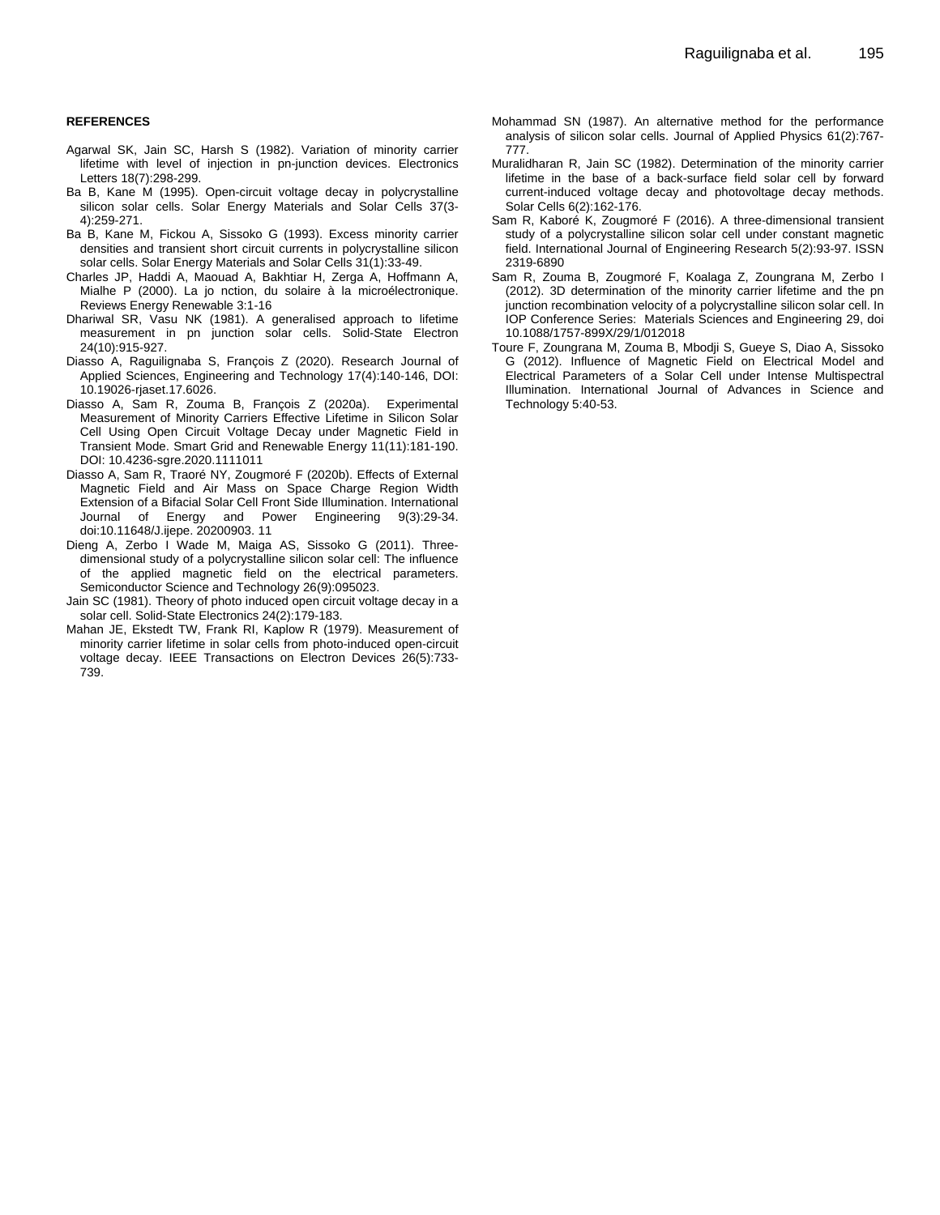## REFERENCES

Agarwal SK, Jain SC, Harsh S (1982). Variation of minority carrier lifetime with level of injection in pn-junction devices. Electronics Letters 18(7):298-299.

Ba B, Kane M (1995). Open-circuit voltage decay in polycrystalline silicon solar cells. Solar Energy Materials and Solar Cells 37(3-4):259-271.

Ba B, Kane M, Fickou A, Sissoko G (1993). Excess minority carrier densities and transient short circuit currents in polycrystalline silicon solar cells. Solar Energy Materials and Solar Cells 31(1):33-49.

Charles JP, Haddi A, Maouad A, Bakhtiar H, Zerga A, Hoffmann A, Mialhe P (2000). La jo nction, du solaire à la microélectronique. Reviews Energy Renewable 3:1-16

Dhariwal SR, Vasu NK (1981). A generalised approach to lifetime measurement in pn junction solar cells. Solid-State Electron 24(10):915-927.

Diasso A, Raguilignaba S, François Z (2020). Research Journal of Applied Sciences, Engineering and Technology 17(4):140-146, DOI: 10.19026-rjaset.17.6026.

Diasso A, Sam R, Zouma B, François Z (2020a). Experimental Measurement of Minority Carriers Effective Lifetime in Silicon Solar Cell Using Open Circuit Voltage Decay under Magnetic Field in Transient Mode. Smart Grid and Renewable Energy 11(11):181-190. DOI: 10.4236-sgre.2020.1111011

Diasso A, Sam R, Traoré NY, Zougmoré F (2020b). Effects of External Magnetic Field and Air Mass on Space Charge Region Width Extension of a Bifacial Solar Cell Front Side Illumination. International Journal of Energy and Power Engineering 9(3):29-34. doi:10.11648/J.ijepe. 20200903. 11

Dieng A, Zerbo I Wade M, Maiga AS, Sissoko G (2011). Three-dimensional study of a polycrystalline silicon solar cell: The influence of the applied magnetic field on the electrical parameters. Semiconductor Science and Technology 26(9):095023.

Jain SC (1981). Theory of photo induced open circuit voltage decay in a solar cell. Solid-State Electronics 24(2):179-183.

Mahan JE, Ekstedt TW, Frank RI, Kaplow R (1979). Measurement of minority carrier lifetime in solar cells from photo-induced open-circuit voltage decay. IEEE Transactions on Electron Devices 26(5):733-739.

Mohammad SN (1987). An alternative method for the performance analysis of silicon solar cells. Journal of Applied Physics 61(2):767-777.

Muralidharan R, Jain SC (1982). Determination of the minority carrier lifetime in the base of a back-surface field solar cell by forward current-induced voltage decay and photovoltage decay methods. Solar Cells 6(2):162-176.

Sam R, Kaboré K, Zougmoré F (2016). A three-dimensional transient study of a polycrystalline silicon solar cell under constant magnetic field. International Journal of Engineering Research 5(2):93-97. ISSN 2319-6890

Sam R, Zouma B, Zougmoré F, Koalaga Z, Zoungrana M, Zerbo I (2012). 3D determination of the minority carrier lifetime and the pn junction recombination velocity of a polycrystalline silicon solar cell. In IOP Conference Series: Materials Sciences and Engineering 29, doi 10.1088/1757-899X/29/1/012018

Toure F, Zoungrana M, Zouma B, Mbodji S, Gueye S, Diao A, Sissoko G (2012). Influence of Magnetic Field on Electrical Model and Electrical Parameters of a Solar Cell under Intense Multispectral Illumination. International Journal of Advances in Science and Technology 5:40-53.